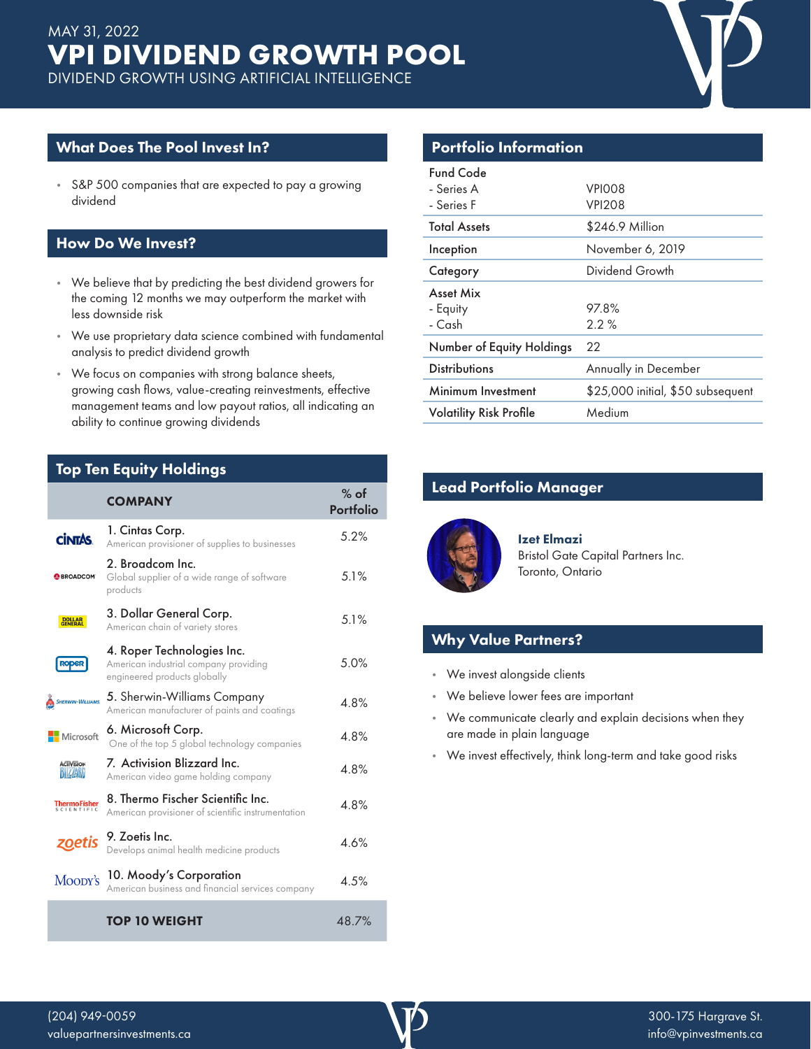MAY 31, 2022

# VPI DIVIDEND GROWTH POOL

DIVIDEND GROWTH USING ARTIFICIAL INTELLIGENCE

## What Does The Pool Invest In?

- S&P 500 companies that are expected to pay a growing dividend

## How Do We Invest?

- We believe that by predicting the best dividend growers for the coming 12 months we may outperform the market with less downside risk
- We use proprietary data science combined with fundamental analysis to predict dividend growth
- We focus on companies with strong balance sheets, growing cash flows, value-creating reinvestments, effective management teams and low payout ratios, all indicating an ability to continue growing dividends

## Top Ten Equity Holdings

| COMPANY | % of Portfolio |
|---|---|
| 1. Cintas Corp. American provisioner of supplies to businesses | 5.2% |
| 2. Broadcom Inc. Global supplier of a wide range of software products | 5.1% |
| 3. Dollar General Corp. American chain of variety stores | 5.1% |
| 4. Roper Technologies Inc. American industrial company providing engineered products globally | 5.0% |
| 5. Sherwin-Williams Company American manufacturer of paints and coatings | 4.8% |
| 6. Microsoft Corp. One of the top 5 global technology companies | 4.8% |
| 7. Activision Blizzard Inc. American video game holding company | 4.8% |
| 8. Thermo Fischer Scientific Inc. American provisioner of scientific instrumentation | 4.8% |
| 9. Zoetis Inc. Develops animal health medicine products | 4.6% |
| 10. Moody's Corporation American business and financial services company | 4.5% |
| **TOP 10 WEIGHT** | 48.7% |

## Portfolio Information

| | |
|---|---|
| **Fund Code** | |
| - Series A | VPI008 |
| - Series F | VPI208 |
| **Total Assets** | $246.9 Million |
| **Inception** | November 6, 2019 |
| **Category** | Dividend Growth |
| **Asset Mix** | |
| - Equity | 97.8% |
| - Cash | 2.2 % |
| **Number of Equity Holdings** | 22 |
| **Distributions** | Annually in December |
| **Minimum Investment** | $25,000 initial, $50 subsequent |
| **Volatility Risk Profile** | Medium |

## Lead Portfolio Manager

**Izet Elmazi**
Bristol Gate Capital Partners Inc.
Toronto, Ontario

## Why Value Partners?

- We invest alongside clients
- We believe lower fees are important
- We communicate clearly and explain decisions when they are made in plain language
- We invest effectively, think long-term and take good risks

(204) 949-0059
valuepartnersinvestments.ca

300-175 Hargrave St.
info@vpinvestments.ca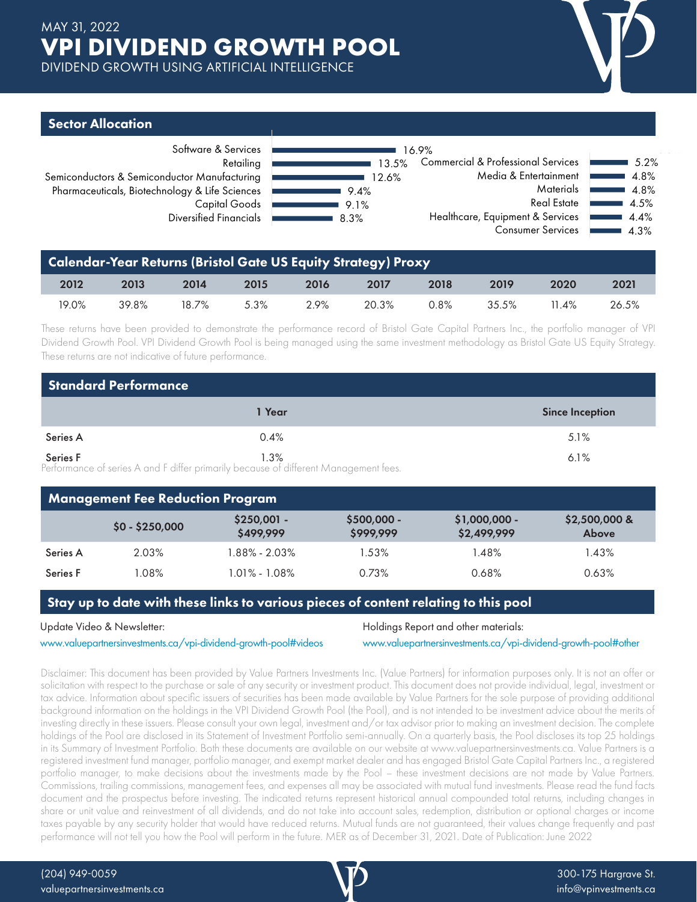MAY 31, 2022

# VPI DIVIDEND GROWTH POOL

DIVIDEND GROWTH USING ARTIFICIAL INTELLIGENCE

## Sector Allocation

Software & Services 16.9%
Retailing 13.5%
Semiconductors & Semiconductor Manufacturing 12.6%
Pharmaceuticals, Biotechnology & Life Sciences 9.4%
Capital Goods 9.1%
Diversified Financials 8.3%
Commercial & Professional Services 5.2%
Media & Entertainment 4.8%
Materials 4.8%
Real Estate 4.5%
Healthcare, Equipment & Services 4.4%
Consumer Services 4.3%

## Calendar-Year Returns (Bristol Gate US Equity Strategy) Proxy

| 2012 | 2013 | 2014 | 2015 | 2016 | 2017 | 2018 | 2019 | 2020 | 2021 |
|---|---|---|---|---|---|---|---|---|---|
| 19.0% | 39.8% | 18.7% | 5.3% | 2.9% | 20.3% | 0.8% | 35.5% | 11.4% | 26.5% |

These returns have been provided to demonstrate the performance record of Bristol Gate Capital Partners Inc., the portfolio manager of VPI Dividend Growth Pool. VPI Dividend Growth Pool is being managed using the same investment methodology as Bristol Gate US Equity Strategy. These returns are not indicative of future performance.

## Standard Performance

| | 1 Year | Since Inception |
|---|---|---|
| Series A | 0.4% | 5.1% |
| Series F | 1.3% | 6.1% |

Performance of series A and F differ primarily because of different Management fees.

## Management Fee Reduction Program

| | $0 - $250,000 | $250,001 - $499,999 | $500,000 - $999,999 | $1,000,000 - $2,499,999 | $2,500,000 & Above |
|---|---|---|---|---|---|
| Series A | 2.03% | 1.88% - 2.03% | 1.53% | 1.48% | 1.43% |
| Series F | 1.08% | 1.01% - 1.08% | 0.73% | 0.68% | 0.63% |

## Stay up to date with these links to various pieces of content relating to this pool

Update Video & Newsletter:
www.valuepartnersinvestments.ca/vpi-dividend-growth-pool#videos

Holdings Report and other materials:
www.valuepartnersinvestments.ca/vpi-dividend-growth-pool#other

Disclaimer: This document has been provided by Value Partners Investments Inc. (Value Partners) for information purposes only. It is not an offer or solicitation with respect to the purchase or sale of any security or investment product. This document does not provide individual, legal, investment or tax advice. Information about specific issuers of securities has been made available by Value Partners for the sole purpose of providing additional background information on the holdings in the VPI Dividend Growth Pool (the Pool), and is not intended to be investment advice about the merits of investing directly in these issuers. Please consult your own legal, investment and/or tax advisor prior to making an investment decision. The complete holdings of the Pool are disclosed in its Statement of Investment Portfolio semi-annually. On a quarterly basis, the Pool discloses its top 25 holdings in its Summary of Investment Portfolio. Both these documents are available on our website at www.valuepartnersinvestments.ca. Value Partners is a registered investment fund manager, portfolio manager, and exempt market dealer and has engaged Bristol Gate Capital Partners Inc., a registered portfolio manager, to make decisions about the investments made by the Pool – these investment decisions are not made by Value Partners. Commissions, trailing commissions, management fees, and expenses all may be associated with mutual fund investments. Please read the fund facts document and the prospectus before investing. The indicated returns represent historical annual compounded total returns, including changes in share or unit value and reinvestment of all dividends, and do not take into account sales, redemption, distribution or optional charges or income taxes payable by any security holder that would have reduced returns. Mutual funds are not guaranteed, their values change frequently and past performance will not tell you how the Pool will perform in the future. MER as of December 31, 2021. Date of Publication: June 2022

(204) 949-0059
valuepartnersinvestments.ca

300-175 Hargrave St.
info@vpinvestments.ca